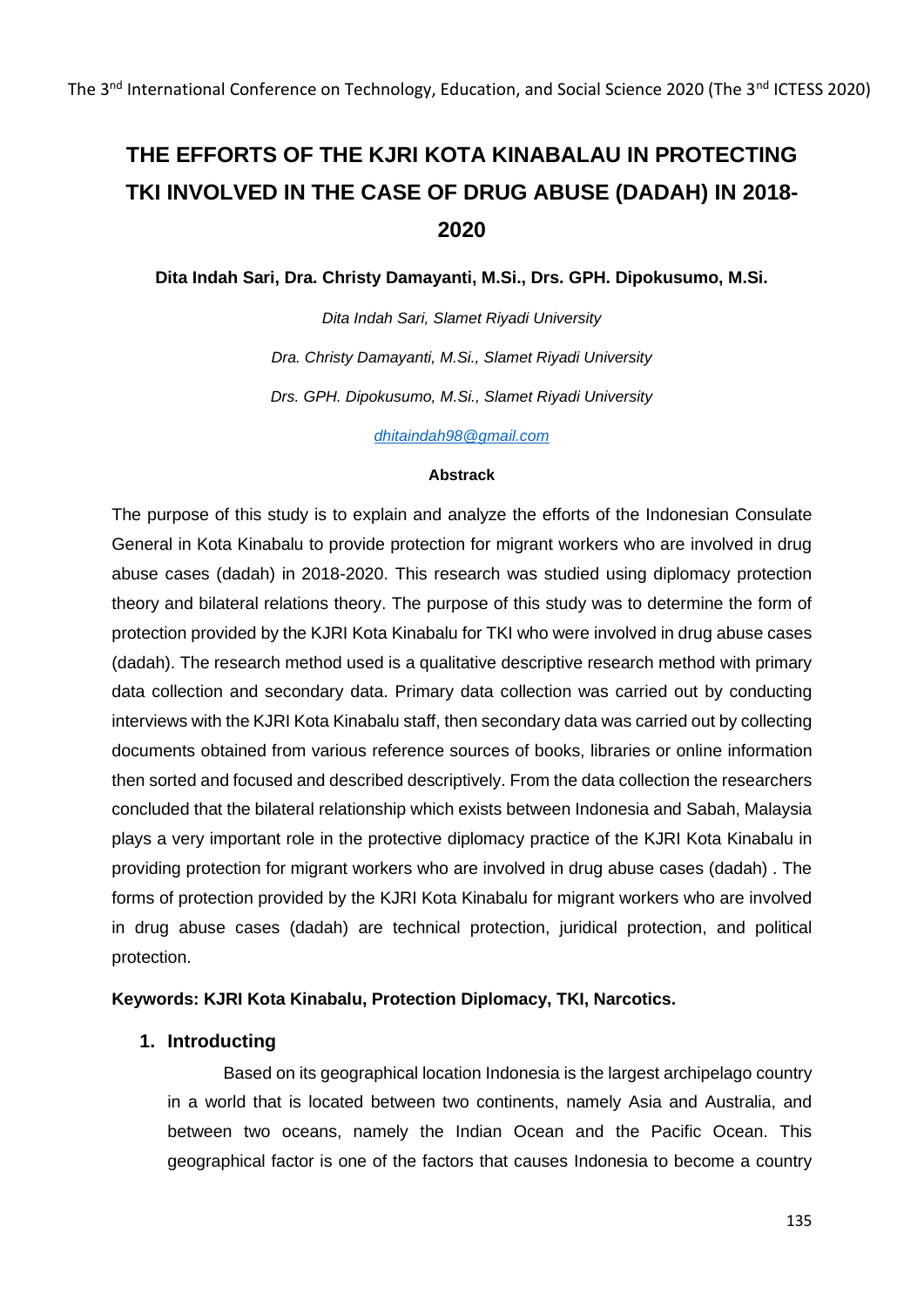# THE EFFORTS OF THE KJRI KOTA KINABALAU IN PROTECTING TKI INVOLVED IN THE CASE OF DRUG ABUSE (DADAH) IN 2018-2020

**Dita Indah Sari, Dra. Christy Damayanti, M.Si., Drs. GPH. Dipokusumo, M.Si.**

*Dita Indah Sari, Slamet Riyadi University*

*Dra. Christy Damayanti, M.Si., Slamet Riyadi University*

*Drs. GPH. Dipokusumo, M.Si., Slamet Riyadi University*

*dhitaindah98@gmail.com*

**Abstrack**

The purpose of this study is to explain and analyze the efforts of the Indonesian Consulate General in Kota Kinabalu to provide protection for migrant workers who are involved in drug abuse cases (dadah) in 2018-2020. This research was studied using diplomacy protection theory and bilateral relations theory. The purpose of this study was to determine the form of protection provided by the KJRI Kota Kinabalu for TKI who were involved in drug abuse cases (dadah). The research method used is a qualitative descriptive research method with primary data collection and secondary data. Primary data collection was carried out by conducting interviews with the KJRI Kota Kinabalu staff, then secondary data was carried out by collecting documents obtained from various reference sources of books, libraries or online information then sorted and focused and described descriptively. From the data collection the researchers concluded that the bilateral relationship which exists between Indonesia and Sabah, Malaysia plays a very important role in the protective diplomacy practice of the KJRI Kota Kinabalu in providing protection for migrant workers who are involved in drug abuse cases (dadah) . The forms of protection provided by the KJRI Kota Kinabalu for migrant workers who are involved in drug abuse cases (dadah) are technical protection, juridical protection, and political protection.

**Keywords: KJRI Kota Kinabalu, Protection Diplomacy, TKI, Narcotics.**

## 1. Introducting

Based on its geographical location Indonesia is the largest archipelago country in a world that is located between two continents, namely Asia and Australia, and between two oceans, namely the Indian Ocean and the Pacific Ocean. This geographical factor is one of the factors that causes Indonesia to become a country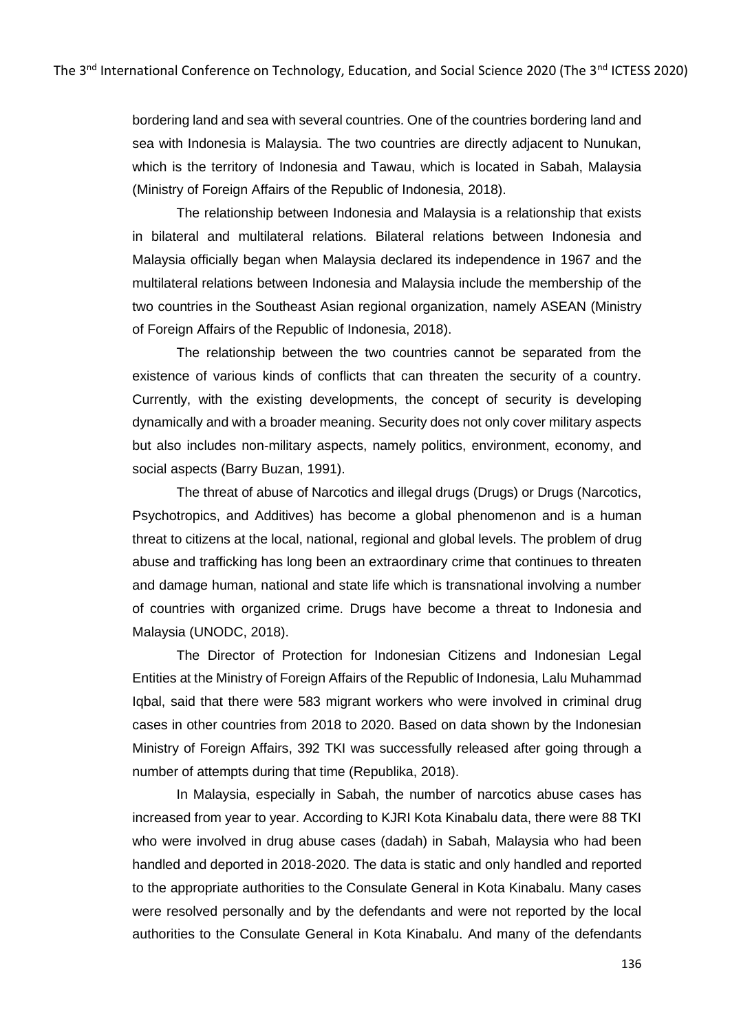bordering land and sea with several countries. One of the countries bordering land and sea with Indonesia is Malaysia. The two countries are directly adjacent to Nunukan, which is the territory of Indonesia and Tawau, which is located in Sabah, Malaysia (Ministry of Foreign Affairs of the Republic of Indonesia, 2018).

The relationship between Indonesia and Malaysia is a relationship that exists in bilateral and multilateral relations. Bilateral relations between Indonesia and Malaysia officially began when Malaysia declared its independence in 1967 and the multilateral relations between Indonesia and Malaysia include the membership of the two countries in the Southeast Asian regional organization, namely ASEAN (Ministry of Foreign Affairs of the Republic of Indonesia, 2018).

The relationship between the two countries cannot be separated from the existence of various kinds of conflicts that can threaten the security of a country. Currently, with the existing developments, the concept of security is developing dynamically and with a broader meaning. Security does not only cover military aspects but also includes non-military aspects, namely politics, environment, economy, and social aspects (Barry Buzan, 1991).

The threat of abuse of Narcotics and illegal drugs (Drugs) or Drugs (Narcotics, Psychotropics, and Additives) has become a global phenomenon and is a human threat to citizens at the local, national, regional and global levels. The problem of drug abuse and trafficking has long been an extraordinary crime that continues to threaten and damage human, national and state life which is transnational involving a number of countries with organized crime. Drugs have become a threat to Indonesia and Malaysia (UNODC, 2018).

The Director of Protection for Indonesian Citizens and Indonesian Legal Entities at the Ministry of Foreign Affairs of the Republic of Indonesia, Lalu Muhammad Iqbal, said that there were 583 migrant workers who were involved in criminal drug cases in other countries from 2018 to 2020. Based on data shown by the Indonesian Ministry of Foreign Affairs, 392 TKI was successfully released after going through a number of attempts during that time (Republika, 2018).

In Malaysia, especially in Sabah, the number of narcotics abuse cases has increased from year to year. According to KJRI Kota Kinabalu data, there were 88 TKI who were involved in drug abuse cases (dadah) in Sabah, Malaysia who had been handled and deported in 2018-2020. The data is static and only handled and reported to the appropriate authorities to the Consulate General in Kota Kinabalu. Many cases were resolved personally and by the defendants and were not reported by the local authorities to the Consulate General in Kota Kinabalu. And many of the defendants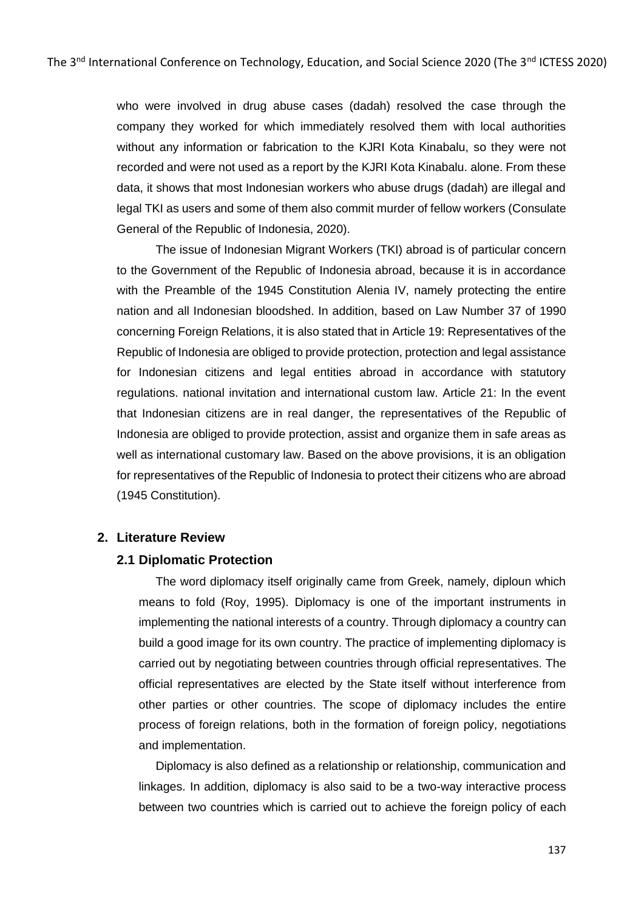who were involved in drug abuse cases (dadah) resolved the case through the company they worked for which immediately resolved them with local authorities without any information or fabrication to the KJRI Kota Kinabalu, so they were not recorded and were not used as a report by the KJRI Kota Kinabalu. alone. From these data, it shows that most Indonesian workers who abuse drugs (dadah) are illegal and legal TKI as users and some of them also commit murder of fellow workers (Consulate General of the Republic of Indonesia, 2020).

The issue of Indonesian Migrant Workers (TKI) abroad is of particular concern to the Government of the Republic of Indonesia abroad, because it is in accordance with the Preamble of the 1945 Constitution Alenia IV, namely protecting the entire nation and all Indonesian bloodshed. In addition, based on Law Number 37 of 1990 concerning Foreign Relations, it is also stated that in Article 19: Representatives of the Republic of Indonesia are obliged to provide protection, protection and legal assistance for Indonesian citizens and legal entities abroad in accordance with statutory regulations. national invitation and international custom law. Article 21: In the event that Indonesian citizens are in real danger, the representatives of the Republic of Indonesia are obliged to provide protection, assist and organize them in safe areas as well as international customary law. Based on the above provisions, it is an obligation for representatives of the Republic of Indonesia to protect their citizens who are abroad (1945 Constitution).

## 2. Literature Review

### 2.1 Diplomatic Protection

The word diplomacy itself originally came from Greek, namely, diploun which means to fold (Roy, 1995). Diplomacy is one of the important instruments in implementing the national interests of a country. Through diplomacy a country can build a good image for its own country. The practice of implementing diplomacy is carried out by negotiating between countries through official representatives. The official representatives are elected by the State itself without interference from other parties or other countries. The scope of diplomacy includes the entire process of foreign relations, both in the formation of foreign policy, negotiations and implementation.

Diplomacy is also defined as a relationship or relationship, communication and linkages. In addition, diplomacy is also said to be a two-way interactive process between two countries which is carried out to achieve the foreign policy of each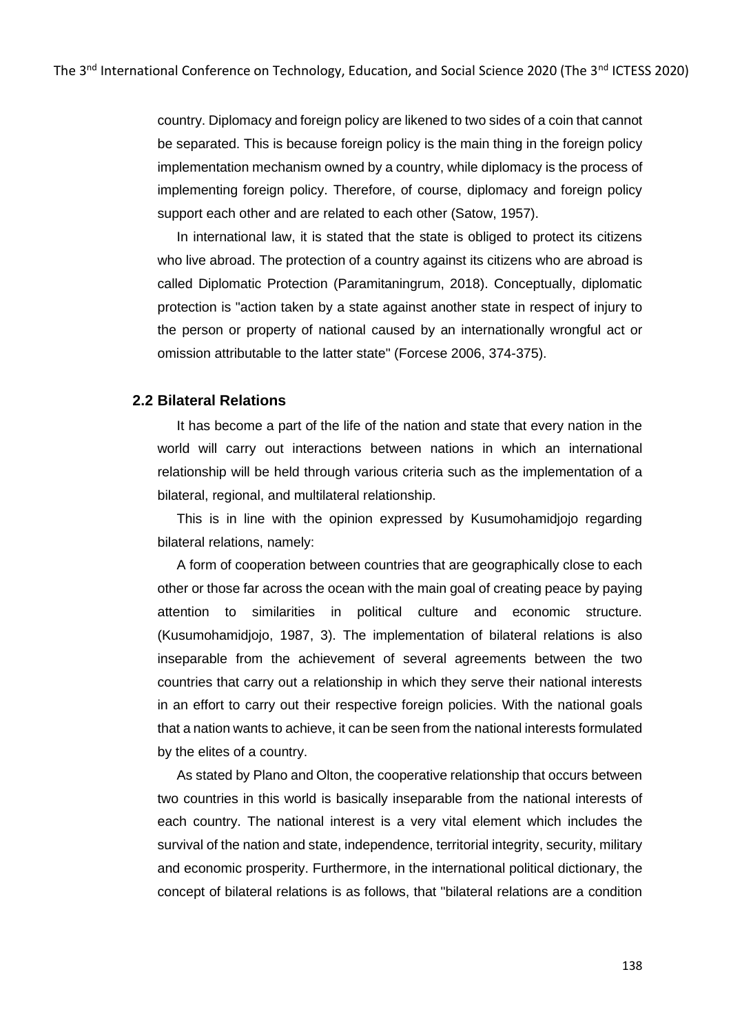country. Diplomacy and foreign policy are likened to two sides of a coin that cannot be separated. This is because foreign policy is the main thing in the foreign policy implementation mechanism owned by a country, while diplomacy is the process of implementing foreign policy. Therefore, of course, diplomacy and foreign policy support each other and are related to each other (Satow, 1957).

In international law, it is stated that the state is obliged to protect its citizens who live abroad. The protection of a country against its citizens who are abroad is called Diplomatic Protection (Paramitaningrum, 2018). Conceptually, diplomatic protection is "action taken by a state against another state in respect of injury to the person or property of national caused by an internationally wrongful act or omission attributable to the latter state" (Forcese 2006, 374-375).

### 2.2 Bilateral Relations

It has become a part of the life of the nation and state that every nation in the world will carry out interactions between nations in which an international relationship will be held through various criteria such as the implementation of a bilateral, regional, and multilateral relationship.

This is in line with the opinion expressed by Kusumohamidjojo regarding bilateral relations, namely:

A form of cooperation between countries that are geographically close to each other or those far across the ocean with the main goal of creating peace by paying attention to similarities in political culture and economic structure. (Kusumohamidjojo, 1987, 3). The implementation of bilateral relations is also inseparable from the achievement of several agreements between the two countries that carry out a relationship in which they serve their national interests in an effort to carry out their respective foreign policies. With the national goals that a nation wants to achieve, it can be seen from the national interests formulated by the elites of a country.

As stated by Plano and Olton, the cooperative relationship that occurs between two countries in this world is basically inseparable from the national interests of each country. The national interest is a very vital element which includes the survival of the nation and state, independence, territorial integrity, security, military and economic prosperity. Furthermore, in the international political dictionary, the concept of bilateral relations is as follows, that "bilateral relations are a condition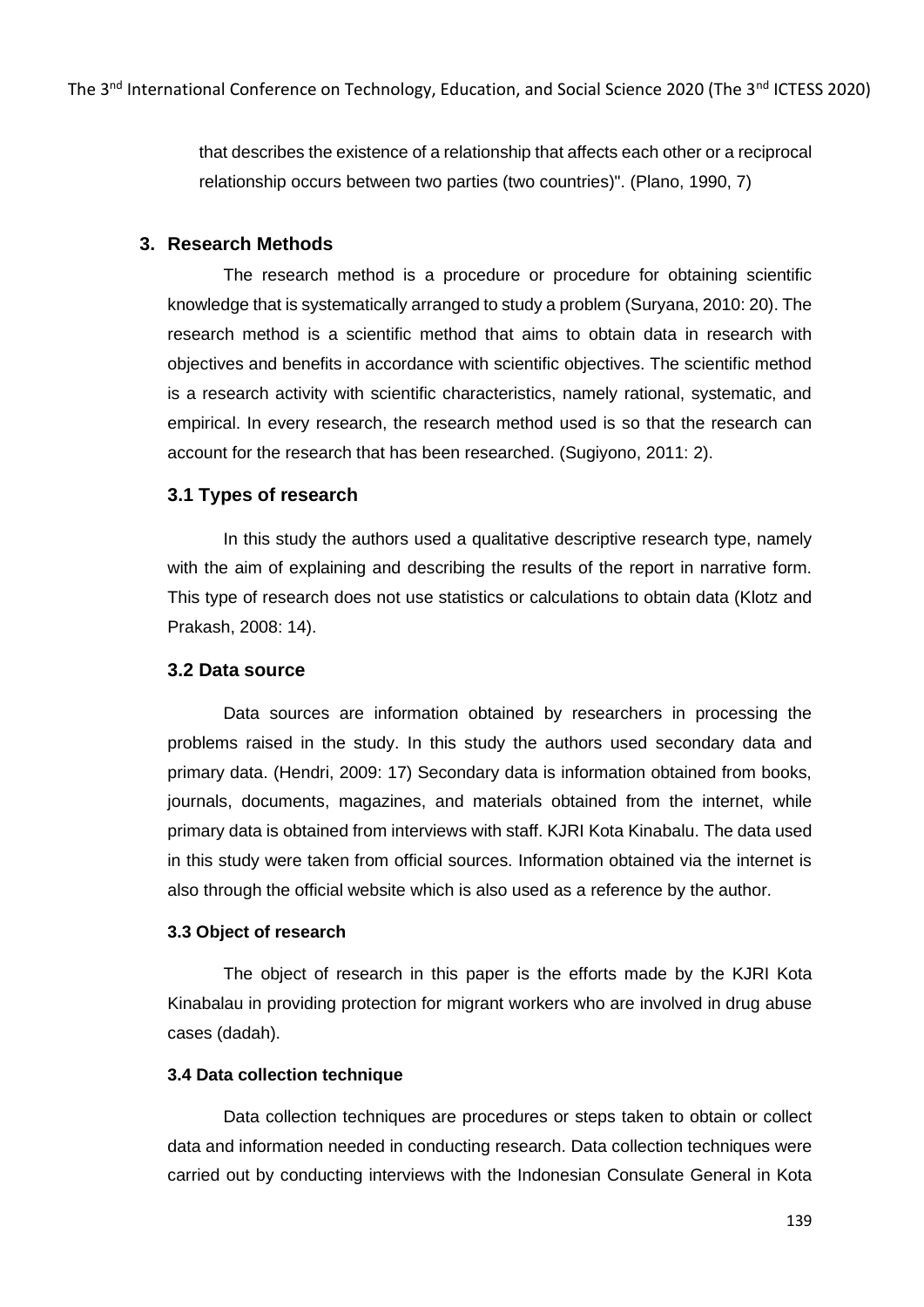that describes the existence of a relationship that affects each other or a reciprocal relationship occurs between two parties (two countries)". (Plano, 1990, 7)

## 3. Research Methods

The research method is a procedure or procedure for obtaining scientific knowledge that is systematically arranged to study a problem (Suryana, 2010: 20). The research method is a scientific method that aims to obtain data in research with objectives and benefits in accordance with scientific objectives. The scientific method is a research activity with scientific characteristics, namely rational, systematic, and empirical. In every research, the research method used is so that the research can account for the research that has been researched. (Sugiyono, 2011: 2).

### 3.1 Types of research

In this study the authors used a qualitative descriptive research type, namely with the aim of explaining and describing the results of the report in narrative form. This type of research does not use statistics or calculations to obtain data (Klotz and Prakash, 2008: 14).

### 3.2 Data source

Data sources are information obtained by researchers in processing the problems raised in the study. In this study the authors used secondary data and primary data. (Hendri, 2009: 17) Secondary data is information obtained from books, journals, documents, magazines, and materials obtained from the internet, while primary data is obtained from interviews with staff. KJRI Kota Kinabalu. The data used in this study were taken from official sources. Information obtained via the internet is also through the official website which is also used as a reference by the author.

#### 3.3 Object of research

The object of research in this paper is the efforts made by the KJRI Kota Kinabalau in providing protection for migrant workers who are involved in drug abuse cases (dadah).

#### 3.4 Data collection technique

Data collection techniques are procedures or steps taken to obtain or collect data and information needed in conducting research. Data collection techniques were carried out by conducting interviews with the Indonesian Consulate General in Kota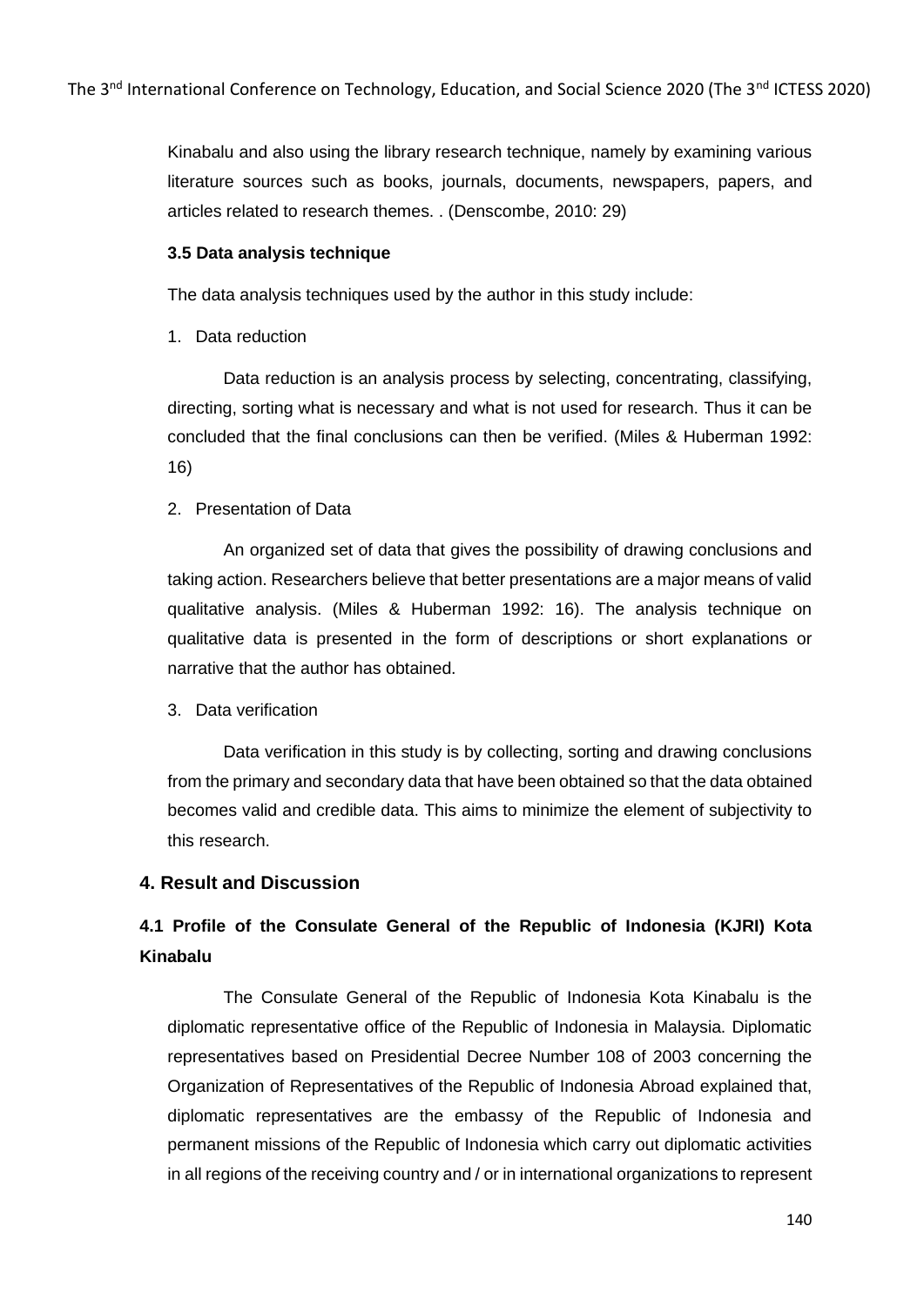Kinabalu and also using the library research technique, namely by examining various literature sources such as books, journals, documents, newspapers, papers, and articles related to research themes. . (Denscombe, 2010: 29)

### 3.5 Data analysis technique

The data analysis techniques used by the author in this study include:

1. Data reduction

   Data reduction is an analysis process by selecting, concentrating, classifying, directing, sorting what is necessary and what is not used for research. Thus it can be concluded that the final conclusions can then be verified. (Miles & Huberman 1992: 16)

2. Presentation of Data

   An organized set of data that gives the possibility of drawing conclusions and taking action. Researchers believe that better presentations are a major means of valid qualitative analysis. (Miles & Huberman 1992: 16). The analysis technique on qualitative data is presented in the form of descriptions or short explanations or narrative that the author has obtained.

3. Data verification

   Data verification in this study is by collecting, sorting and drawing conclusions from the primary and secondary data that have been obtained so that the data obtained becomes valid and credible data. This aims to minimize the element of subjectivity to this research.

## 4. Result and Discussion

### 4.1 Profile of the Consulate General of the Republic of Indonesia (KJRI) Kota Kinabalu

The Consulate General of the Republic of Indonesia Kota Kinabalu is the diplomatic representative office of the Republic of Indonesia in Malaysia. Diplomatic representatives based on Presidential Decree Number 108 of 2003 concerning the Organization of Representatives of the Republic of Indonesia Abroad explained that, diplomatic representatives are the embassy of the Republic of Indonesia and permanent missions of the Republic of Indonesia which carry out diplomatic activities in all regions of the receiving country and / or in international organizations to represent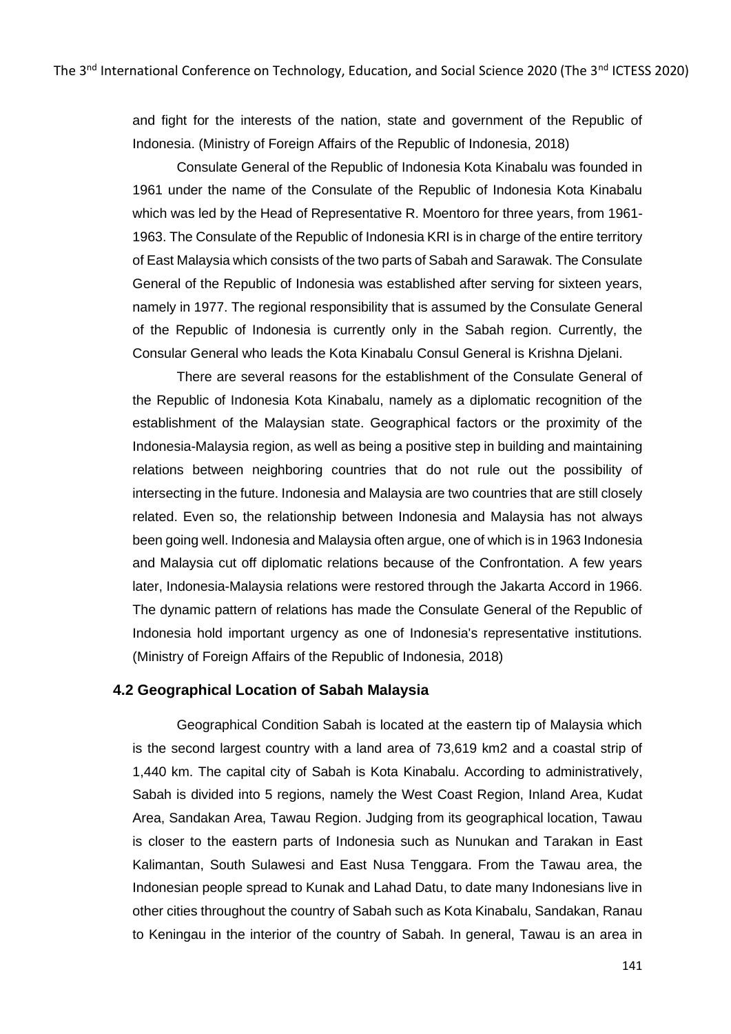and fight for the interests of the nation, state and government of the Republic of Indonesia. (Ministry of Foreign Affairs of the Republic of Indonesia, 2018)

Consulate General of the Republic of Indonesia Kota Kinabalu was founded in 1961 under the name of the Consulate of the Republic of Indonesia Kota Kinabalu which was led by the Head of Representative R. Moentoro for three years, from 1961-1963. The Consulate of the Republic of Indonesia KRI is in charge of the entire territory of East Malaysia which consists of the two parts of Sabah and Sarawak. The Consulate General of the Republic of Indonesia was established after serving for sixteen years, namely in 1977. The regional responsibility that is assumed by the Consulate General of the Republic of Indonesia is currently only in the Sabah region. Currently, the Consular General who leads the Kota Kinabalu Consul General is Krishna Djelani.

There are several reasons for the establishment of the Consulate General of the Republic of Indonesia Kota Kinabalu, namely as a diplomatic recognition of the establishment of the Malaysian state. Geographical factors or the proximity of the Indonesia-Malaysia region, as well as being a positive step in building and maintaining relations between neighboring countries that do not rule out the possibility of intersecting in the future. Indonesia and Malaysia are two countries that are still closely related. Even so, the relationship between Indonesia and Malaysia has not always been going well. Indonesia and Malaysia often argue, one of which is in 1963 Indonesia and Malaysia cut off diplomatic relations because of the Confrontation. A few years later, Indonesia-Malaysia relations were restored through the Jakarta Accord in 1966. The dynamic pattern of relations has made the Consulate General of the Republic of Indonesia hold important urgency as one of Indonesia's representative institutions. (Ministry of Foreign Affairs of the Republic of Indonesia, 2018)

### 4.2 Geographical Location of Sabah Malaysia

Geographical Condition Sabah is located at the eastern tip of Malaysia which is the second largest country with a land area of 73,619 km2 and a coastal strip of 1,440 km. The capital city of Sabah is Kota Kinabalu. According to administratively, Sabah is divided into 5 regions, namely the West Coast Region, Inland Area, Kudat Area, Sandakan Area, Tawau Region. Judging from its geographical location, Tawau is closer to the eastern parts of Indonesia such as Nunukan and Tarakan in East Kalimantan, South Sulawesi and East Nusa Tenggara. From the Tawau area, the Indonesian people spread to Kunak and Lahad Datu, to date many Indonesians live in other cities throughout the country of Sabah such as Kota Kinabalu, Sandakan, Ranau to Keningau in the interior of the country of Sabah. In general, Tawau is an area in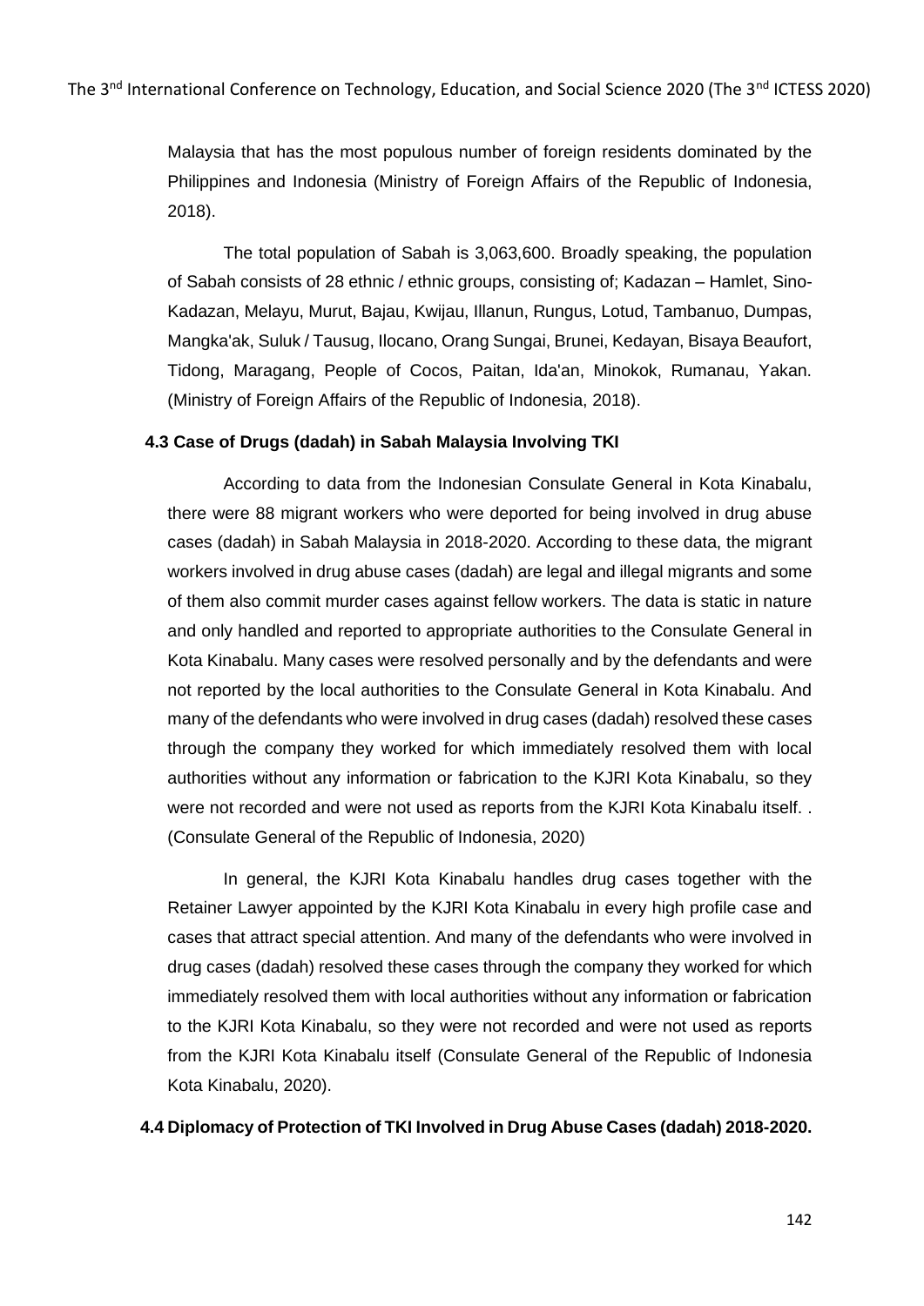Malaysia that has the most populous number of foreign residents dominated by the Philippines and Indonesia (Ministry of Foreign Affairs of the Republic of Indonesia, 2018).

The total population of Sabah is 3,063,600. Broadly speaking, the population of Sabah consists of 28 ethnic / ethnic groups, consisting of; Kadazan – Hamlet, Sino-Kadazan, Melayu, Murut, Bajau, Kwijau, Illanun, Rungus, Lotud, Tambanuo, Dumpas, Mangka'ak, Suluk / Tausug, Ilocano, Orang Sungai, Brunei, Kedayan, Bisaya Beaufort, Tidong, Maragang, People of Cocos, Paitan, Ida'an, Minokok, Rumanau, Yakan. (Ministry of Foreign Affairs of the Republic of Indonesia, 2018).

### 4.3 Case of Drugs (dadah) in Sabah Malaysia Involving TKI

According to data from the Indonesian Consulate General in Kota Kinabalu, there were 88 migrant workers who were deported for being involved in drug abuse cases (dadah) in Sabah Malaysia in 2018-2020. According to these data, the migrant workers involved in drug abuse cases (dadah) are legal and illegal migrants and some of them also commit murder cases against fellow workers. The data is static in nature and only handled and reported to appropriate authorities to the Consulate General in Kota Kinabalu. Many cases were resolved personally and by the defendants and were not reported by the local authorities to the Consulate General in Kota Kinabalu. And many of the defendants who were involved in drug cases (dadah) resolved these cases through the company they worked for which immediately resolved them with local authorities without any information or fabrication to the KJRI Kota Kinabalu, so they were not recorded and were not used as reports from the KJRI Kota Kinabalu itself. . (Consulate General of the Republic of Indonesia, 2020)

In general, the KJRI Kota Kinabalu handles drug cases together with the Retainer Lawyer appointed by the KJRI Kota Kinabalu in every high profile case and cases that attract special attention. And many of the defendants who were involved in drug cases (dadah) resolved these cases through the company they worked for which immediately resolved them with local authorities without any information or fabrication to the KJRI Kota Kinabalu, so they were not recorded and were not used as reports from the KJRI Kota Kinabalu itself (Consulate General of the Republic of Indonesia Kota Kinabalu, 2020).

### 4.4 Diplomacy of Protection of TKI Involved in Drug Abuse Cases (dadah) 2018-2020.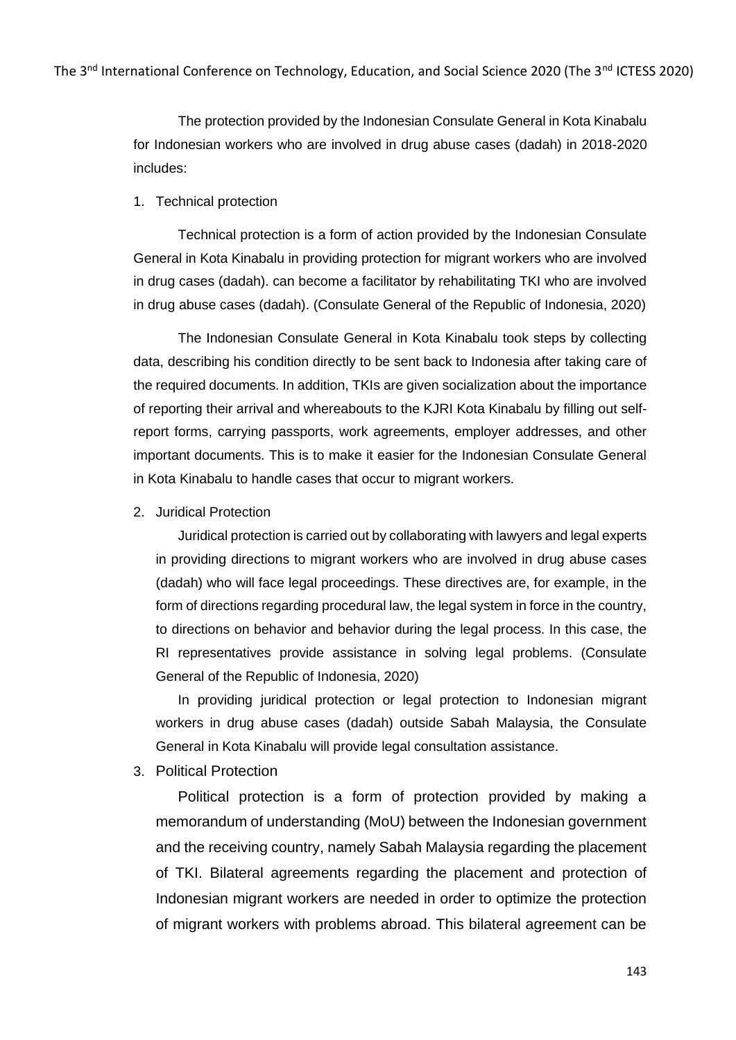The protection provided by the Indonesian Consulate General in Kota Kinabalu for Indonesian workers who are involved in drug abuse cases (dadah) in 2018-2020 includes:

1. Technical protection

Technical protection is a form of action provided by the Indonesian Consulate General in Kota Kinabalu in providing protection for migrant workers who are involved in drug cases (dadah). can become a facilitator by rehabilitating TKI who are involved in drug abuse cases (dadah). (Consulate General of the Republic of Indonesia, 2020)

The Indonesian Consulate General in Kota Kinabalu took steps by collecting data, describing his condition directly to be sent back to Indonesia after taking care of the required documents. In addition, TKIs are given socialization about the importance of reporting their arrival and whereabouts to the KJRI Kota Kinabalu by filling out self-report forms, carrying passports, work agreements, employer addresses, and other important documents. This is to make it easier for the Indonesian Consulate General in Kota Kinabalu to handle cases that occur to migrant workers.

2. Juridical Protection

Juridical protection is carried out by collaborating with lawyers and legal experts in providing directions to migrant workers who are involved in drug abuse cases (dadah) who will face legal proceedings. These directives are, for example, in the form of directions regarding procedural law, the legal system in force in the country, to directions on behavior and behavior during the legal process. In this case, the RI representatives provide assistance in solving legal problems. (Consulate General of the Republic of Indonesia, 2020)

In providing juridical protection or legal protection to Indonesian migrant workers in drug abuse cases (dadah) outside Sabah Malaysia, the Consulate General in Kota Kinabalu will provide legal consultation assistance.

3. Political Protection

Political protection is a form of protection provided by making a memorandum of understanding (MoU) between the Indonesian government and the receiving country, namely Sabah Malaysia regarding the placement of TKI. Bilateral agreements regarding the placement and protection of Indonesian migrant workers are needed in order to optimize the protection of migrant workers with problems abroad. This bilateral agreement can be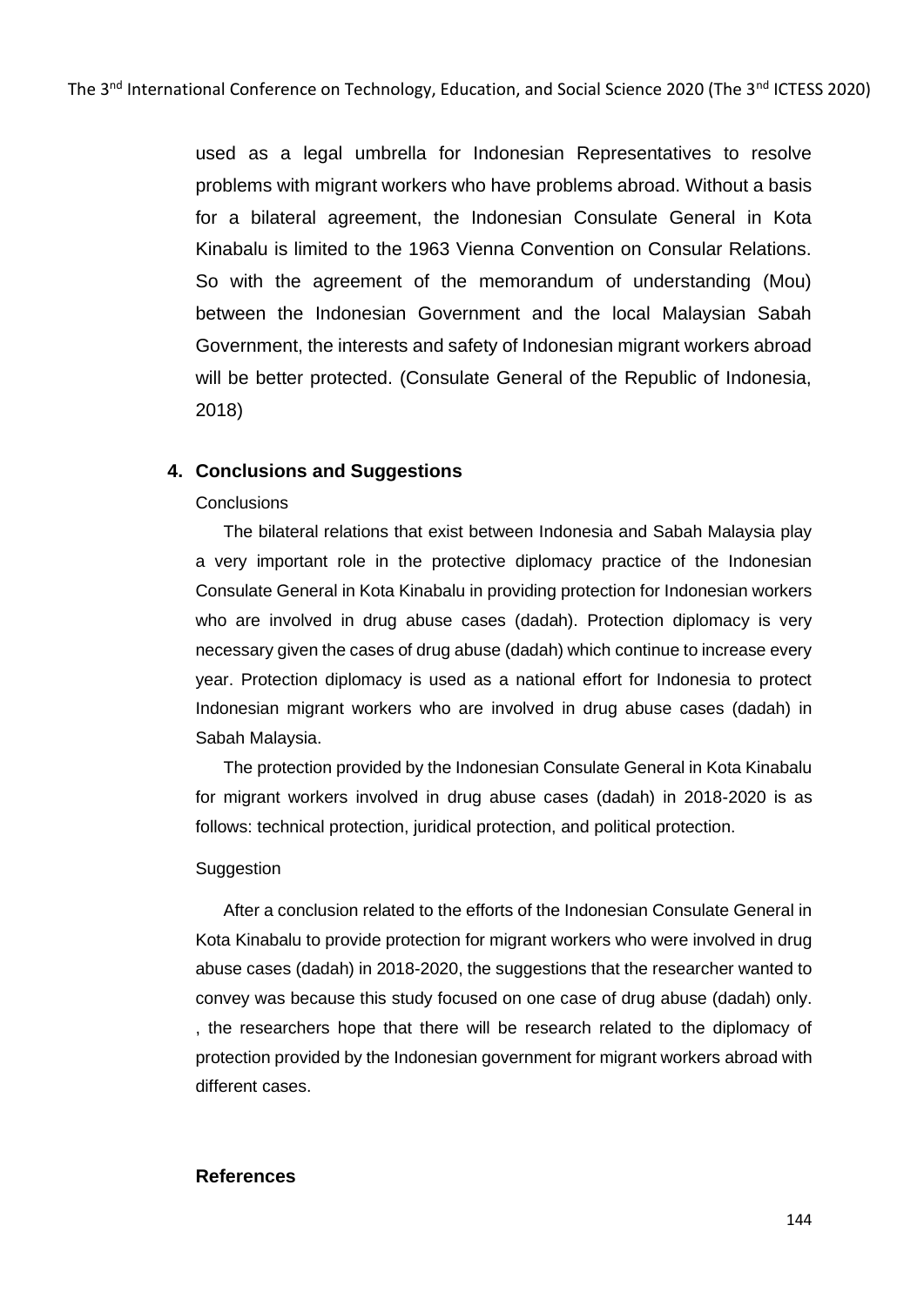used as a legal umbrella for Indonesian Representatives to resolve problems with migrant workers who have problems abroad. Without a basis for a bilateral agreement, the Indonesian Consulate General in Kota Kinabalu is limited to the 1963 Vienna Convention on Consular Relations. So with the agreement of the memorandum of understanding (Mou) between the Indonesian Government and the local Malaysian Sabah Government, the interests and safety of Indonesian migrant workers abroad will be better protected. (Consulate General of the Republic of Indonesia, 2018)

## 4. Conclusions and Suggestions

Conclusions

The bilateral relations that exist between Indonesia and Sabah Malaysia play a very important role in the protective diplomacy practice of the Indonesian Consulate General in Kota Kinabalu in providing protection for Indonesian workers who are involved in drug abuse cases (dadah). Protection diplomacy is very necessary given the cases of drug abuse (dadah) which continue to increase every year. Protection diplomacy is used as a national effort for Indonesia to protect Indonesian migrant workers who are involved in drug abuse cases (dadah) in Sabah Malaysia.

The protection provided by the Indonesian Consulate General in Kota Kinabalu for migrant workers involved in drug abuse cases (dadah) in 2018-2020 is as follows: technical protection, juridical protection, and political protection.

Suggestion

After a conclusion related to the efforts of the Indonesian Consulate General in Kota Kinabalu to provide protection for migrant workers who were involved in drug abuse cases (dadah) in 2018-2020, the suggestions that the researcher wanted to convey was because this study focused on one case of drug abuse (dadah) only. , the researchers hope that there will be research related to the diplomacy of protection provided by the Indonesian government for migrant workers abroad with different cases.

## References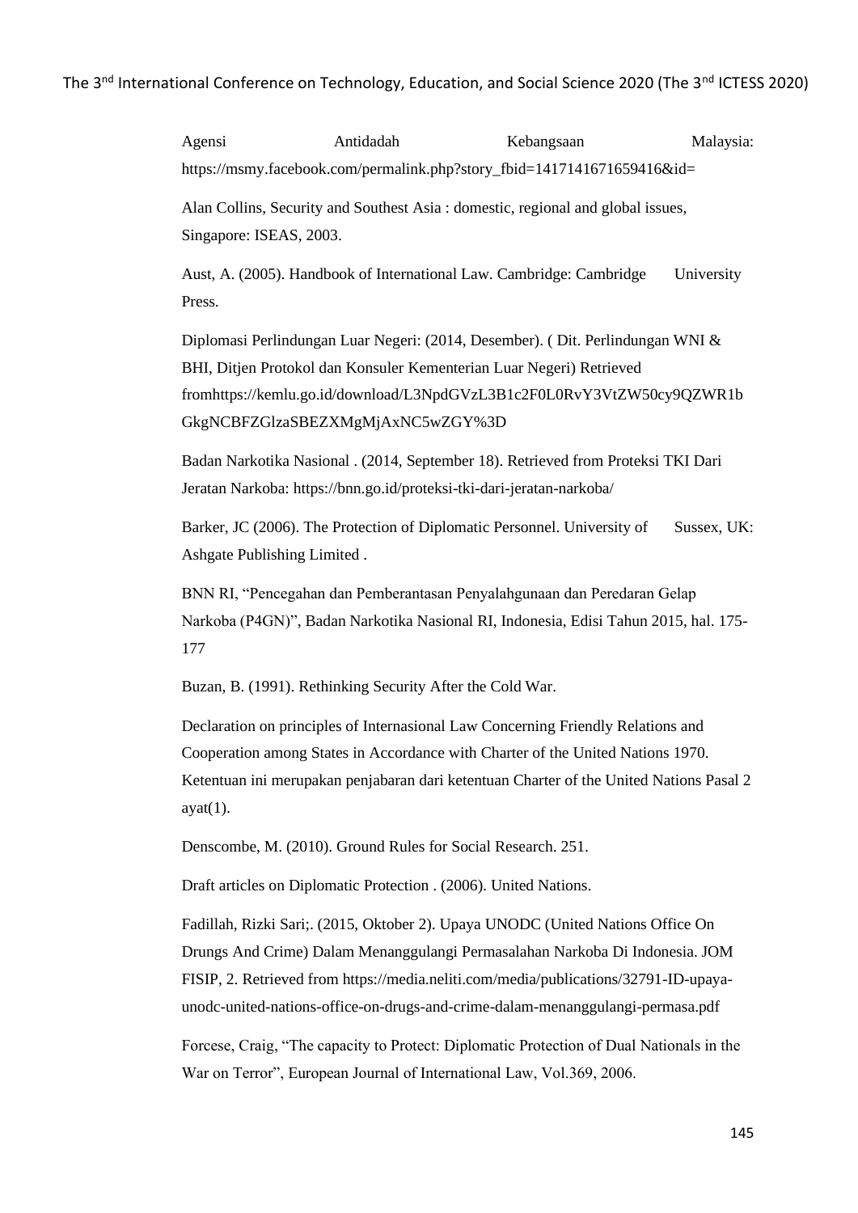Agensi Antidadah Kebangsaan Malaysia: https://msmy.facebook.com/permalink.php?story_fbid=1417141671659416&id=

Alan Collins, Security and Southest Asia : domestic, regional and global issues, Singapore: ISEAS, 2003.

Aust, A. (2005). Handbook of International Law. Cambridge: Cambridge University Press.

Diplomasi Perlindungan Luar Negeri: (2014, Desember). ( Dit. Perlindungan WNI & BHI, Ditjen Protokol dan Konsuler Kementerian Luar Negeri) Retrieved fromhttps://kemlu.go.id/download/L3NpdGVzL3B1c2F0L0RvY3VtZW50cy9QZWR1bGkgNCBFZGlzaSBEZXMgMjAxNC5wZGY%3D

Badan Narkotika Nasional . (2014, September 18). Retrieved from Proteksi TKI Dari Jeratan Narkoba: https://bnn.go.id/proteksi-tki-dari-jeratan-narkoba/

Barker, JC (2006). The Protection of Diplomatic Personnel. University of Sussex, UK: Ashgate Publishing Limited .

BNN RI, "Pencegahan dan Pemberantasan Penyalahgunaan dan Peredaran Gelap Narkoba (P4GN)", Badan Narkotika Nasional RI, Indonesia, Edisi Tahun 2015, hal. 175-177

Buzan, B. (1991). Rethinking Security After the Cold War.

Declaration on principles of Internasional Law Concerning Friendly Relations and Cooperation among States in Accordance with Charter of the United Nations 1970. Ketentuan ini merupakan penjabaran dari ketentuan Charter of the United Nations Pasal 2 ayat(1).

Denscombe, M. (2010). Ground Rules for Social Research. 251.

Draft articles on Diplomatic Protection . (2006). United Nations.

Fadillah, Rizki Sari;. (2015, Oktober 2). Upaya UNODC (United Nations Office On Drugs And Crime) Dalam Menanggulangi Permasalahan Narkoba Di Indonesia. JOM FISIP, 2. Retrieved from https://media.neliti.com/media/publications/32791-ID-upaya-unodc-united-nations-office-on-drugs-and-crime-dalam-menanggulangi-permasa.pdf

Forcese, Craig, "The capacity to Protect: Diplomatic Protection of Dual Nationals in the War on Terror", European Journal of International Law, Vol.369, 2006.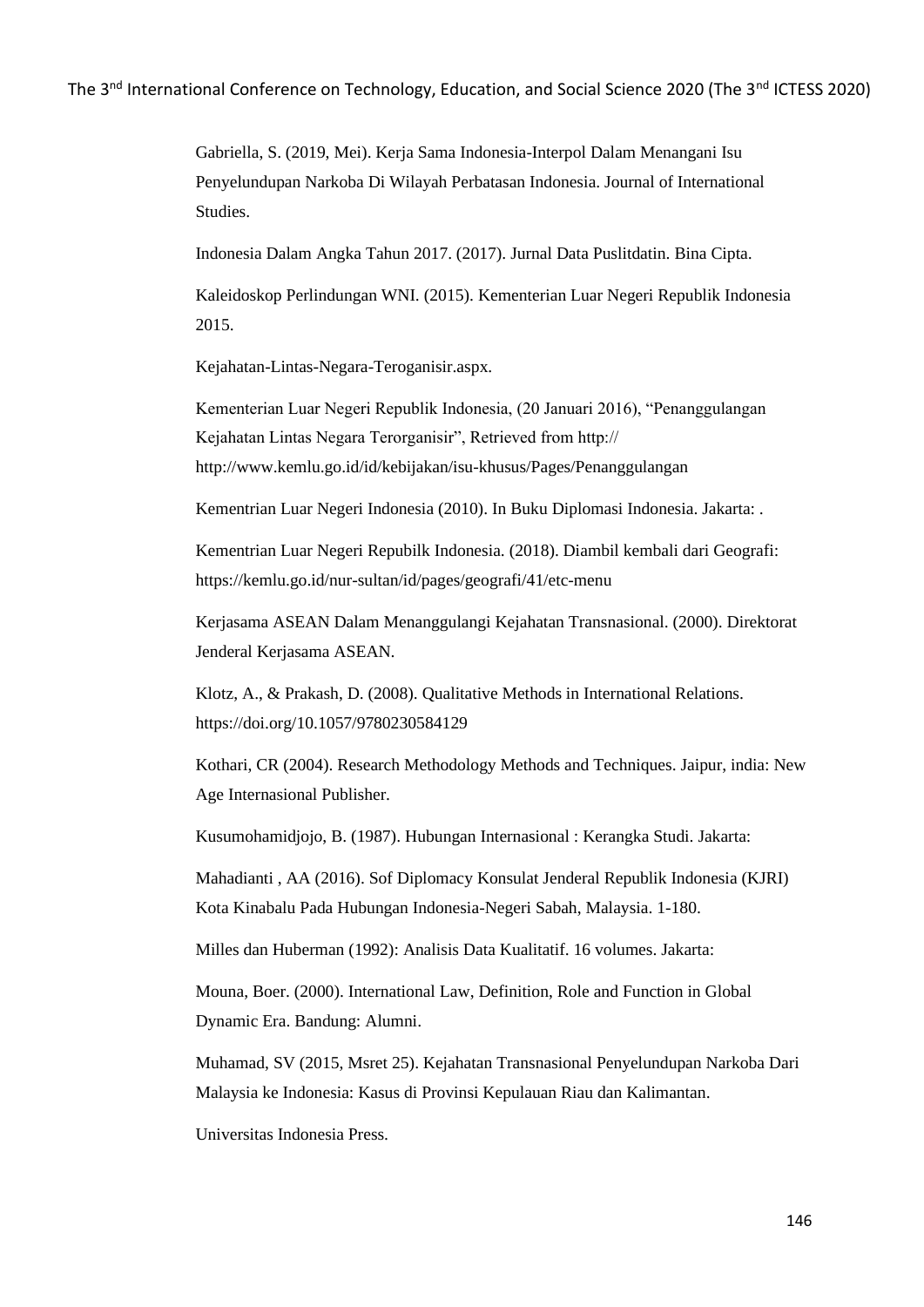Gabriella, S. (2019, Mei). Kerja Sama Indonesia-Interpol Dalam Menangani Isu Penyelundupan Narkoba Di Wilayah Perbatasan Indonesia. Journal of International Studies.

Indonesia Dalam Angka Tahun 2017. (2017). Jurnal Data Puslitdatin. Bina Cipta.

Kaleidoskop Perlindungan WNI. (2015). Kementerian Luar Negeri Republik Indonesia 2015.

Kejahatan-Lintas-Negara-Teroganisir.aspx.

Kementerian Luar Negeri Republik Indonesia, (20 Januari 2016), "Penanggulangan Kejahatan Lintas Negara Terorganisir", Retrieved from http:// http://www.kemlu.go.id/id/kebijakan/isu-khusus/Pages/Penanggulangan

Kementrian Luar Negeri Indonesia (2010). In Buku Diplomasi Indonesia. Jakarta: .

Kementrian Luar Negeri Repubilk Indonesia. (2018). Diambil kembali dari Geografi: https://kemlu.go.id/nur-sultan/id/pages/geografi/41/etc-menu

Kerjasama ASEAN Dalam Menanggulangi Kejahatan Transnasional. (2000). Direktorat Jenderal Kerjasama ASEAN.

Klotz, A., & Prakash, D. (2008). Qualitative Methods in International Relations. https://doi.org/10.1057/9780230584129

Kothari, CR (2004). Research Methodology Methods and Techniques. Jaipur, india: New Age Internasional Publisher.

Kusumohamidjojo, B. (1987). Hubungan Internasional : Kerangka Studi. Jakarta:

Mahadianti , AA (2016). Sof Diplomacy Konsulat Jenderal Republik Indonesia (KJRI) Kota Kinabalu Pada Hubungan Indonesia-Negeri Sabah, Malaysia. 1-180.

Milles dan Huberman (1992): Analisis Data Kualitatif. 16 volumes. Jakarta:

Mouna, Boer. (2000). International Law, Definition, Role and Function in Global Dynamic Era. Bandung: Alumni.

Muhamad, SV (2015, Msret 25). Kejahatan Transnasional Penyelundupan Narkoba Dari Malaysia ke Indonesia: Kasus di Provinsi Kepulauan Riau dan Kalimantan.

Universitas Indonesia Press.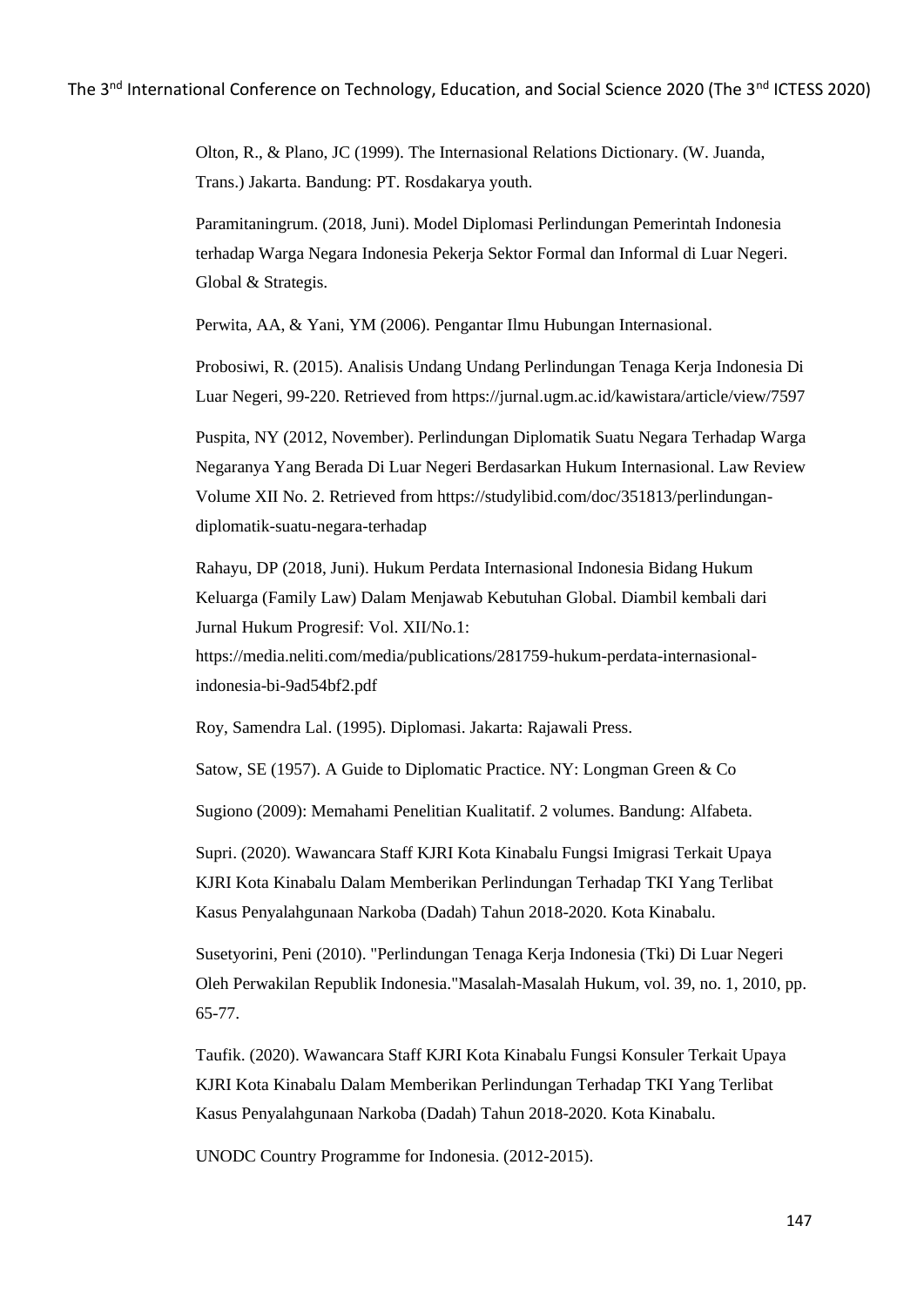Olton, R., & Plano, JC (1999). The Internasional Relations Dictionary. (W. Juanda, Trans.) Jakarta. Bandung: PT. Rosdakarya youth.

Paramitaningrum. (2018, Juni). Model Diplomasi Perlindungan Pemerintah Indonesia terhadap Warga Negara Indonesia Pekerja Sektor Formal dan Informal di Luar Negeri. Global & Strategis.

Perwita, AA, & Yani, YM (2006). Pengantar Ilmu Hubungan Internasional.

Probosiwi, R. (2015). Analisis Undang Undang Perlindungan Tenaga Kerja Indonesia Di Luar Negeri, 99-220. Retrieved from https://jurnal.ugm.ac.id/kawistara/article/view/7597

Puspita, NY (2012, November). Perlindungan Diplomatik Suatu Negara Terhadap Warga Negaranya Yang Berada Di Luar Negeri Berdasarkan Hukum Internasional. Law Review Volume XII No. 2. Retrieved from https://studylibid.com/doc/351813/perlindungan-diplomatik-suatu-negara-terhadap

Rahayu, DP (2018, Juni). Hukum Perdata Internasional Indonesia Bidang Hukum Keluarga (Family Law) Dalam Menjawab Kebutuhan Global. Diambil kembali dari Jurnal Hukum Progresif: Vol. XII/No.1: https://media.neliti.com/media/publications/281759-hukum-perdata-internasional-indonesia-bi-9ad54bf2.pdf

Roy, Samendra Lal. (1995). Diplomasi. Jakarta: Rajawali Press.

Satow, SE (1957). A Guide to Diplomatic Practice. NY: Longman Green & Co

Sugiono (2009): Memahami Penelitian Kualitatif. 2 volumes. Bandung: Alfabeta.

Supri. (2020). Wawancara Staff KJRI Kota Kinabalu Fungsi Imigrasi Terkait Upaya KJRI Kota Kinabalu Dalam Memberikan Perlindungan Terhadap TKI Yang Terlibat Kasus Penyalahgunaan Narkoba (Dadah) Tahun 2018-2020. Kota Kinabalu.

Susetyorini, Peni (2010). "Perlindungan Tenaga Kerja Indonesia (Tki) Di Luar Negeri Oleh Perwakilan Republik Indonesia."Masalah-Masalah Hukum, vol. 39, no. 1, 2010, pp. 65-77.

Taufik. (2020). Wawancara Staff KJRI Kota Kinabalu Fungsi Konsuler Terkait Upaya KJRI Kota Kinabalu Dalam Memberikan Perlindungan Terhadap TKI Yang Terlibat Kasus Penyalahgunaan Narkoba (Dadah) Tahun 2018-2020. Kota Kinabalu.

UNODC Country Programme for Indonesia. (2012-2015).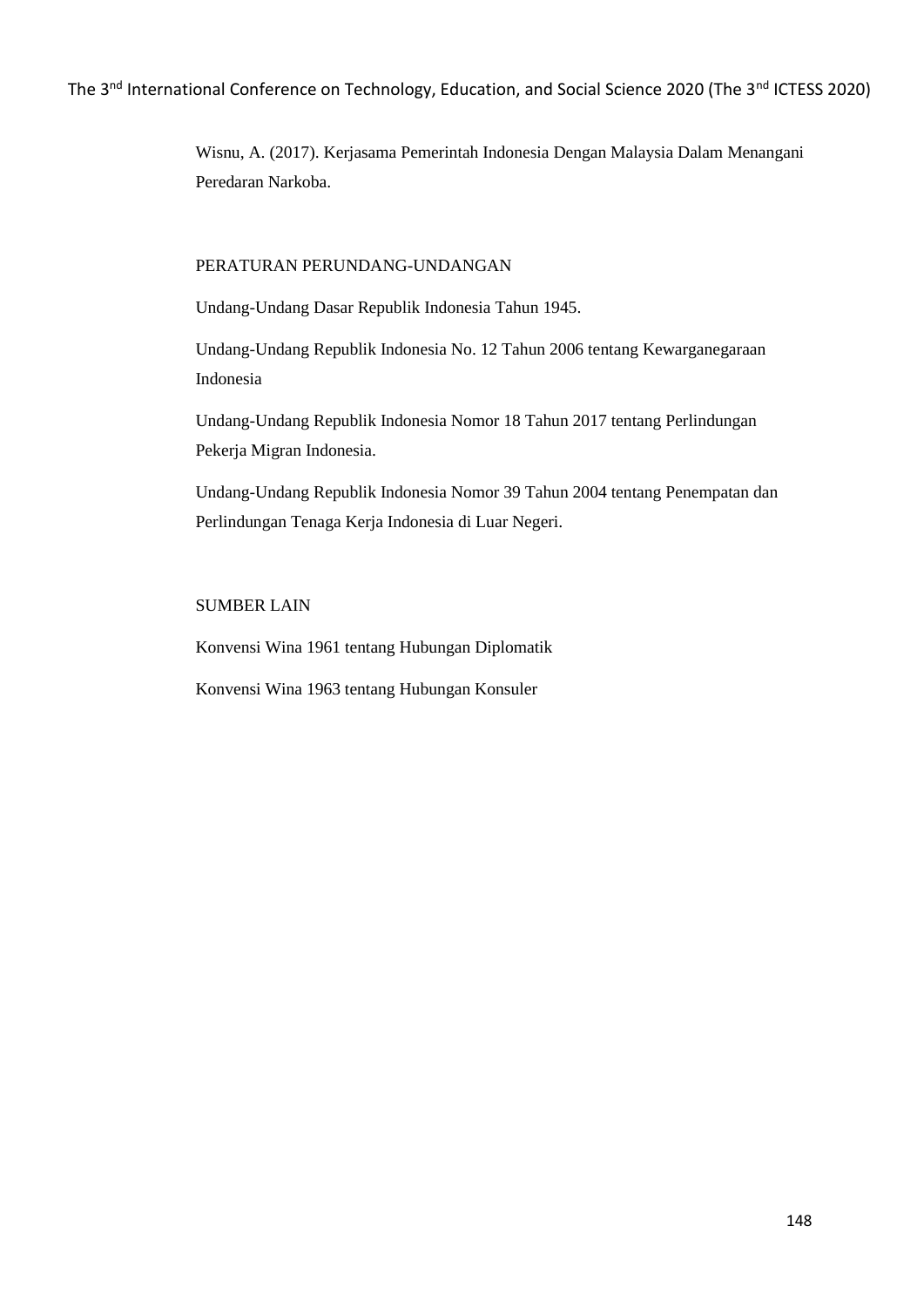Wisnu, A. (2017). Kerjasama Pemerintah Indonesia Dengan Malaysia Dalam Menangani Peredaran Narkoba.

PERATURAN PERUNDANG-UNDANGAN

Undang-Undang Dasar Republik Indonesia Tahun 1945.

Undang-Undang Republik Indonesia No. 12 Tahun 2006 tentang Kewarganegaraan Indonesia

Undang-Undang Republik Indonesia Nomor 18 Tahun 2017 tentang Perlindungan Pekerja Migran Indonesia.

Undang-Undang Republik Indonesia Nomor 39 Tahun 2004 tentang Penempatan dan Perlindungan Tenaga Kerja Indonesia di Luar Negeri.

SUMBER LAIN

Konvensi Wina 1961 tentang Hubungan Diplomatik

Konvensi Wina 1963 tentang Hubungan Konsuler